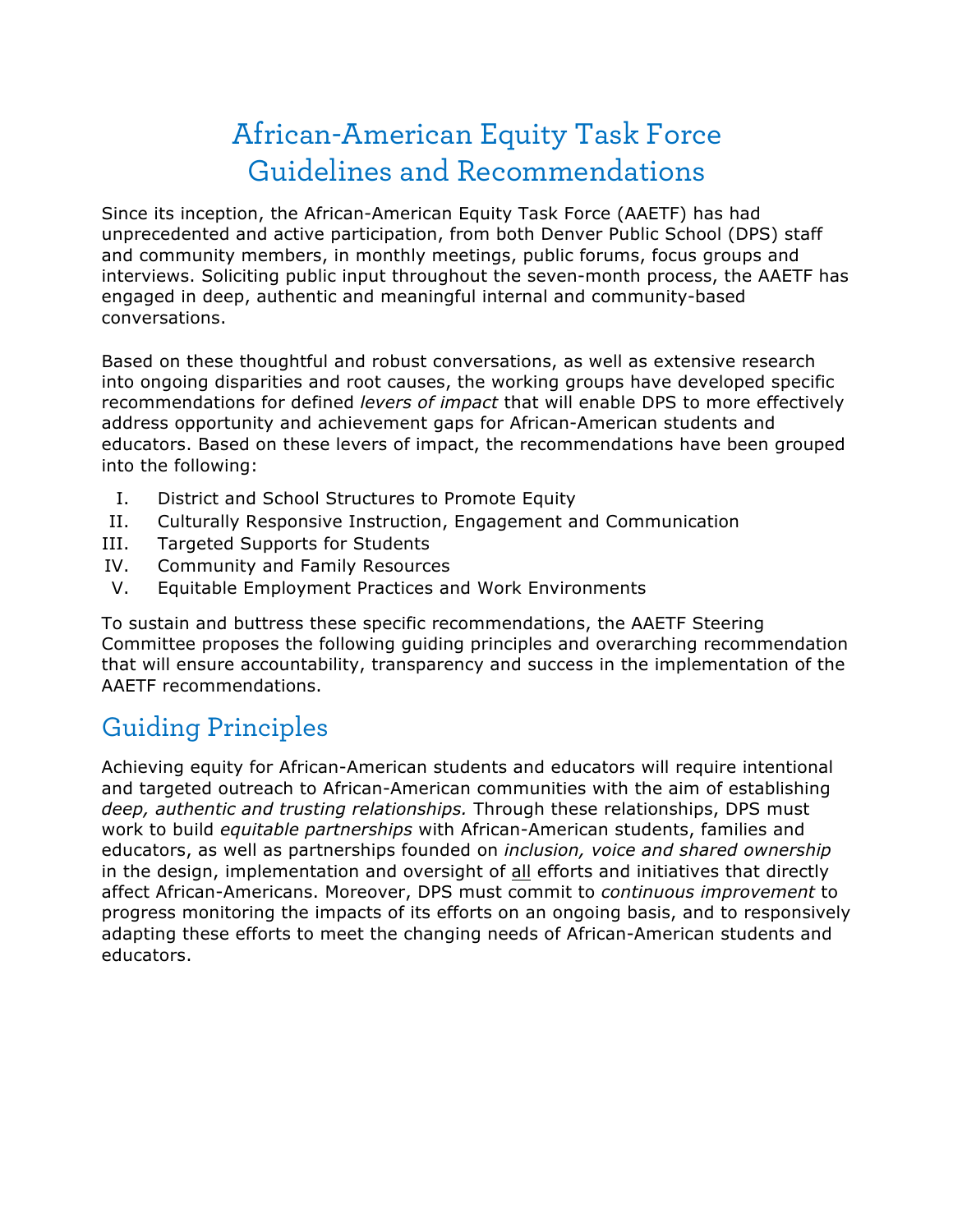# African-American Equity Task Force Guidelines and Recommendations

Since its inception, the African-American Equity Task Force (AAETF) has had unprecedented and active participation, from both Denver Public School (DPS) staff and community members, in monthly meetings, public forums, focus groups and interviews. Soliciting public input throughout the seven-month process, the AAETF has engaged in deep, authentic and meaningful internal and community-based conversations.

Based on these thoughtful and robust conversations, as well as extensive research into ongoing disparities and root causes, the working groups have developed specific recommendations for defined *levers of impact* that will enable DPS to more effectively address opportunity and achievement gaps for African-American students and educators. Based on these levers of impact, the recommendations have been grouped into the following:

I. District and School Structures to Promote Equity
II. Culturally Responsive Instruction, Engagement and Communication
III. Targeted Supports for Students
IV. Community and Family Resources
V. Equitable Employment Practices and Work Environments

To sustain and buttress these specific recommendations, the AAETF Steering Committee proposes the following guiding principles and overarching recommendation that will ensure accountability, transparency and success in the implementation of the AAETF recommendations.

## Guiding Principles

Achieving equity for African-American students and educators will require intentional and targeted outreach to African-American communities with the aim of establishing *deep, authentic and trusting relationships.* Through these relationships, DPS must work to build *equitable partnerships* with African-American students, families and educators, as well as partnerships founded on *inclusion, voice and shared ownership* in the design, implementation and oversight of <u>all</u> efforts and initiatives that directly affect African-Americans. Moreover, DPS must commit to *continuous improvement* to progress monitoring the impacts of its efforts on an ongoing basis, and to responsively adapting these efforts to meet the changing needs of African-American students and educators.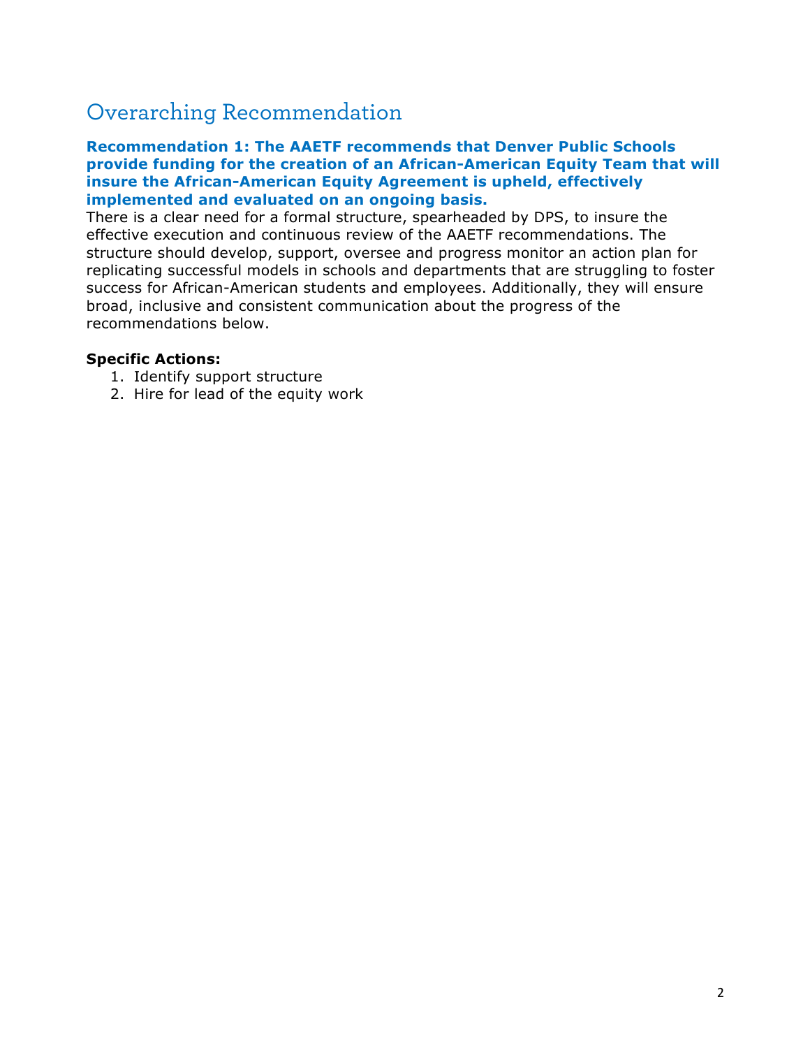## Overarching Recommendation

**Recommendation 1: The AAETF recommends that Denver Public Schools provide funding for the creation of an African-American Equity Team that will insure the African-American Equity Agreement is upheld, effectively implemented and evaluated on an ongoing basis.**

There is a clear need for a formal structure, spearheaded by DPS, to insure the effective execution and continuous review of the AAETF recommendations. The structure should develop, support, oversee and progress monitor an action plan for replicating successful models in schools and departments that are struggling to foster success for African-American students and employees. Additionally, they will ensure broad, inclusive and consistent communication about the progress of the recommendations below.

**Specific Actions:**

1. Identify support structure
2. Hire for lead of the equity work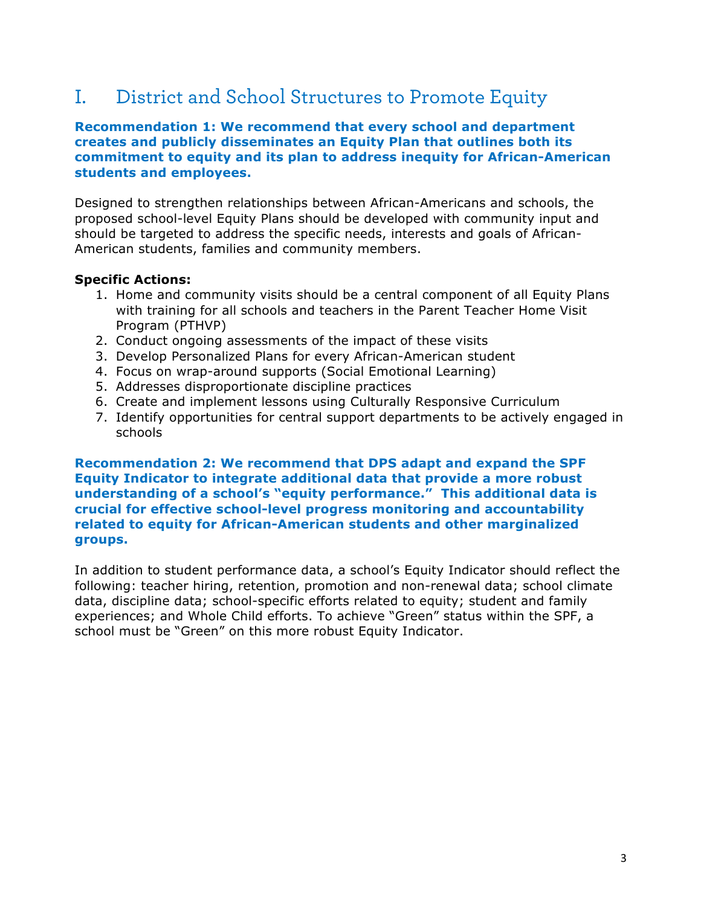# I. District and School Structures to Promote Equity

**Recommendation 1: We recommend that every school and department creates and publicly disseminates an Equity Plan that outlines both its commitment to equity and its plan to address inequity for African-American students and employees.**

Designed to strengthen relationships between African-Americans and schools, the proposed school-level Equity Plans should be developed with community input and should be targeted to address the specific needs, interests and goals of African-American students, families and community members.

**Specific Actions:**

1. Home and community visits should be a central component of all Equity Plans with training for all schools and teachers in the Parent Teacher Home Visit Program (PTHVP)
2. Conduct ongoing assessments of the impact of these visits
3. Develop Personalized Plans for every African-American student
4. Focus on wrap-around supports (Social Emotional Learning)
5. Addresses disproportionate discipline practices
6. Create and implement lessons using Culturally Responsive Curriculum
7. Identify opportunities for central support departments to be actively engaged in schools

**Recommendation 2: We recommend that DPS adapt and expand the SPF Equity Indicator to integrate additional data that provide a more robust understanding of a school's "equity performance." This additional data is crucial for effective school-level progress monitoring and accountability related to equity for African-American students and other marginalized groups.**

In addition to student performance data, a school's Equity Indicator should reflect the following: teacher hiring, retention, promotion and non-renewal data; school climate data, discipline data; school-specific efforts related to equity; student and family experiences; and Whole Child efforts. To achieve "Green" status within the SPF, a school must be "Green" on this more robust Equity Indicator.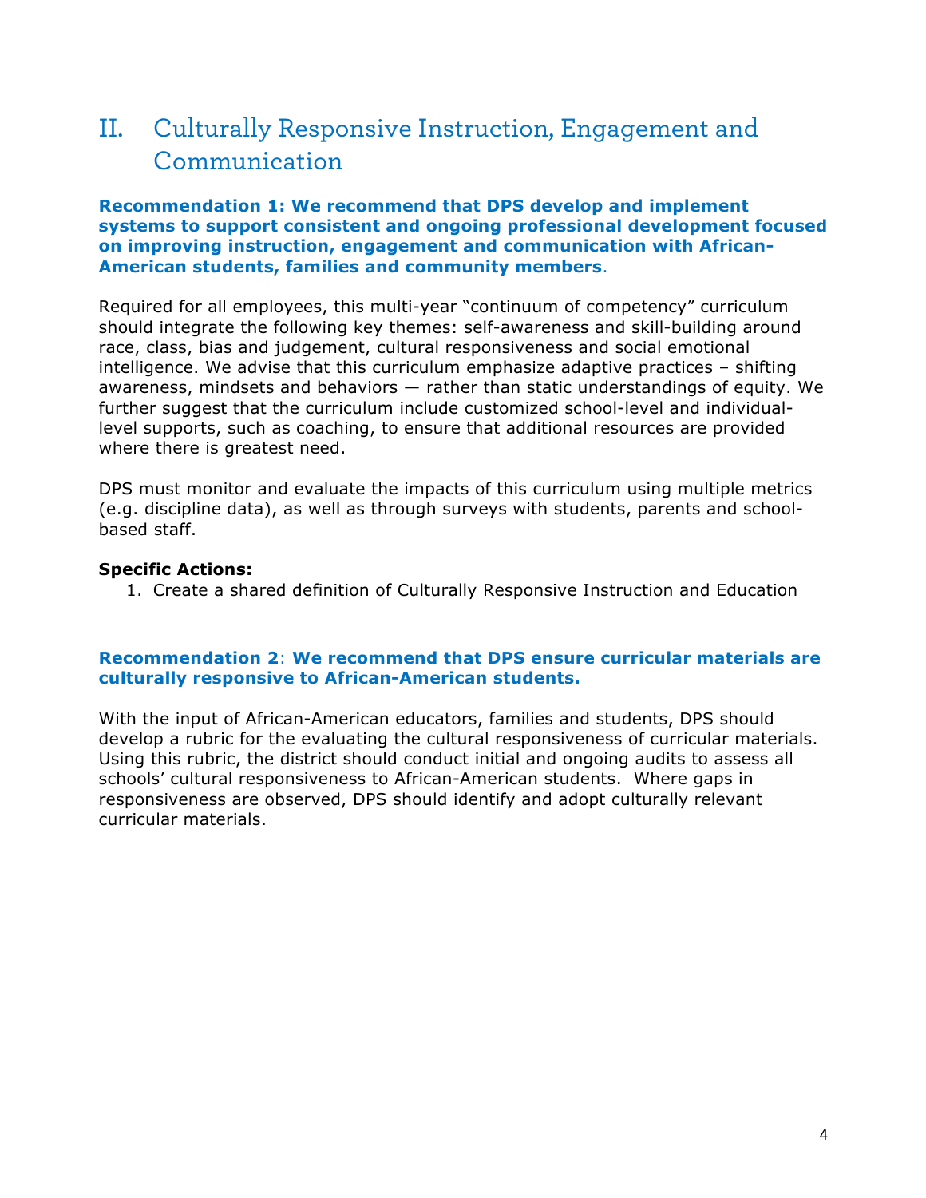## II. Culturally Responsive Instruction, Engagement and Communication

**Recommendation 1: We recommend that DPS develop and implement systems to support consistent and ongoing professional development focused on improving instruction, engagement and communication with African-American students, families and community members**.

Required for all employees, this multi-year "continuum of competency" curriculum should integrate the following key themes: self-awareness and skill-building around race, class, bias and judgement, cultural responsiveness and social emotional intelligence. We advise that this curriculum emphasize adaptive practices – shifting awareness, mindsets and behaviors — rather than static understandings of equity. We further suggest that the curriculum include customized school-level and individual-level supports, such as coaching, to ensure that additional resources are provided where there is greatest need.

DPS must monitor and evaluate the impacts of this curriculum using multiple metrics (e.g. discipline data), as well as through surveys with students, parents and school-based staff.

**Specific Actions:**

1. Create a shared definition of Culturally Responsive Instruction and Education

**Recommendation 2**: **We recommend that DPS ensure curricular materials are culturally responsive to African-American students.**

With the input of African-American educators, families and students, DPS should develop a rubric for the evaluating the cultural responsiveness of curricular materials. Using this rubric, the district should conduct initial and ongoing audits to assess all schools' cultural responsiveness to African-American students. Where gaps in responsiveness are observed, DPS should identify and adopt culturally relevant curricular materials.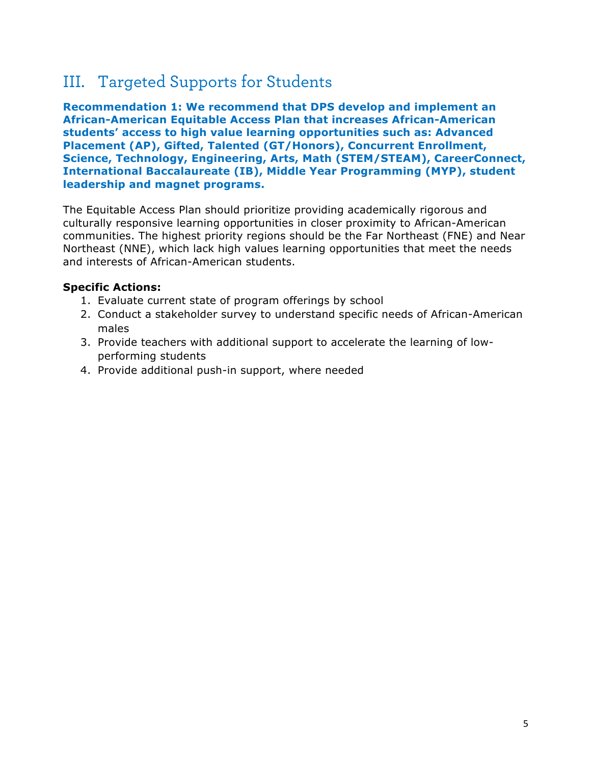## III. Targeted Supports for Students

**Recommendation 1: We recommend that DPS develop and implement an African-American Equitable Access Plan that increases African-American students' access to high value learning opportunities such as: Advanced Placement (AP), Gifted, Talented (GT/Honors), Concurrent Enrollment, Science, Technology, Engineering, Arts, Math (STEM/STEAM), CareerConnect, International Baccalaureate (IB), Middle Year Programming (MYP), student leadership and magnet programs.**

The Equitable Access Plan should prioritize providing academically rigorous and culturally responsive learning opportunities in closer proximity to African-American communities. The highest priority regions should be the Far Northeast (FNE) and Near Northeast (NNE), which lack high values learning opportunities that meet the needs and interests of African-American students.

**Specific Actions:**

1. Evaluate current state of program offerings by school
2. Conduct a stakeholder survey to understand specific needs of African-American males
3. Provide teachers with additional support to accelerate the learning of low-performing students
4. Provide additional push-in support, where needed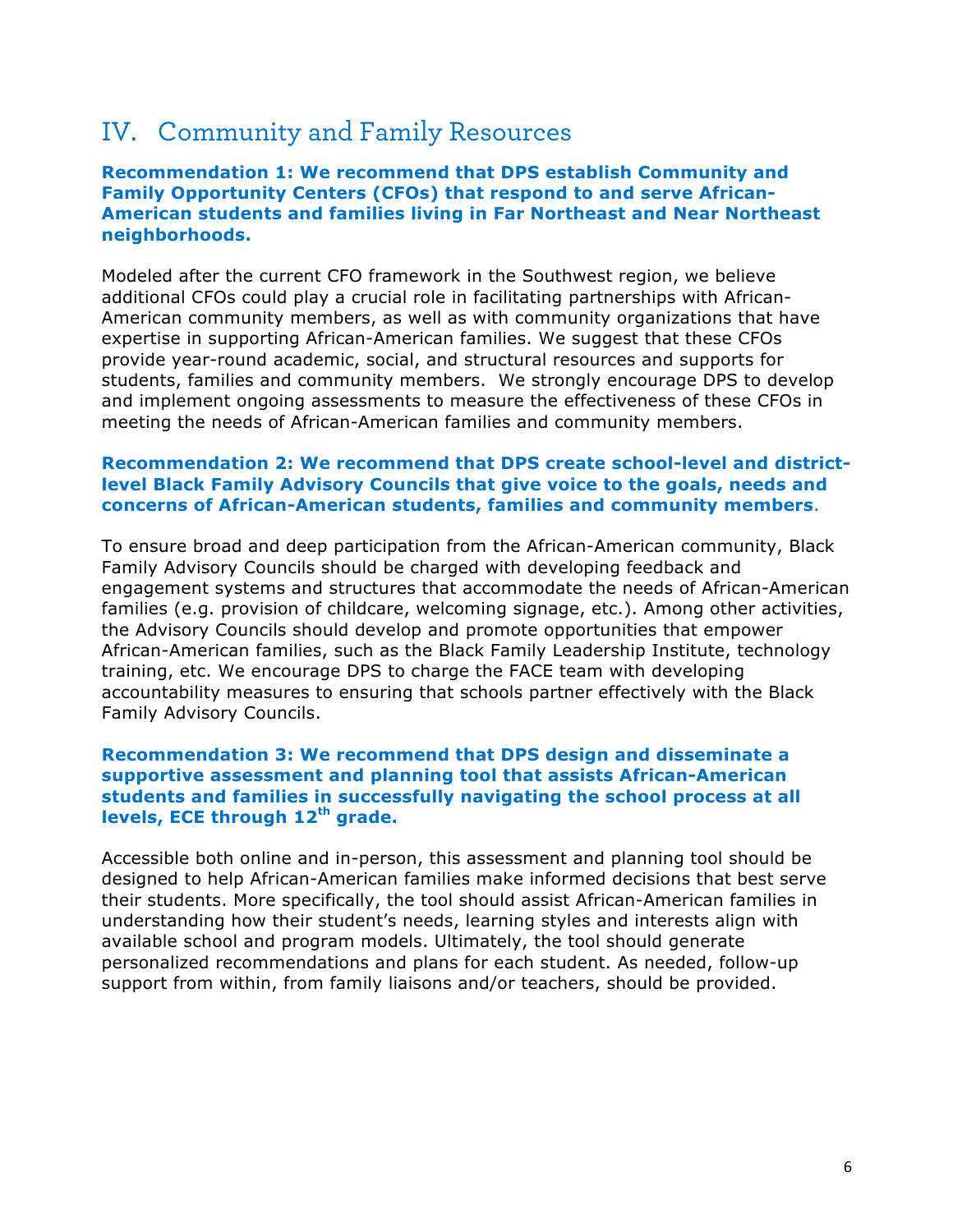## IV. Community and Family Resources

**Recommendation 1: We recommend that DPS establish Community and Family Opportunity Centers (CFOs) that respond to and serve African-American students and families living in Far Northeast and Near Northeast neighborhoods.**

Modeled after the current CFO framework in the Southwest region, we believe additional CFOs could play a crucial role in facilitating partnerships with African-American community members, as well as with community organizations that have expertise in supporting African-American families. We suggest that these CFOs provide year-round academic, social, and structural resources and supports for students, families and community members. We strongly encourage DPS to develop and implement ongoing assessments to measure the effectiveness of these CFOs in meeting the needs of African-American families and community members.

**Recommendation 2: We recommend that DPS create school-level and district-level Black Family Advisory Councils that give voice to the goals, needs and concerns of African-American students, families and community members**.

To ensure broad and deep participation from the African-American community, Black Family Advisory Councils should be charged with developing feedback and engagement systems and structures that accommodate the needs of African-American families (e.g. provision of childcare, welcoming signage, etc.). Among other activities, the Advisory Councils should develop and promote opportunities that empower African-American families, such as the Black Family Leadership Institute, technology training, etc. We encourage DPS to charge the FACE team with developing accountability measures to ensuring that schools partner effectively with the Black Family Advisory Councils.

**Recommendation 3: We recommend that DPS design and disseminate a supportive assessment and planning tool that assists African-American students and families in successfully navigating the school process at all levels, ECE through 12th grade.**

Accessible both online and in-person, this assessment and planning tool should be designed to help African-American families make informed decisions that best serve their students. More specifically, the tool should assist African-American families in understanding how their student's needs, learning styles and interests align with available school and program models. Ultimately, the tool should generate personalized recommendations and plans for each student. As needed, follow-up support from within, from family liaisons and/or teachers, should be provided.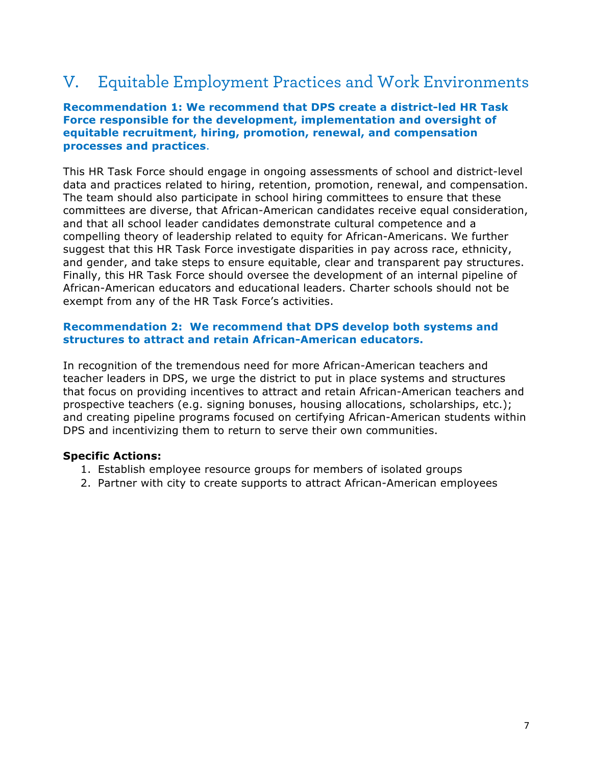## V. Equitable Employment Practices and Work Environments

**Recommendation 1: We recommend that DPS create a district-led HR Task Force responsible for the development, implementation and oversight of equitable recruitment, hiring, promotion, renewal, and compensation processes and practices.**

This HR Task Force should engage in ongoing assessments of school and district-level data and practices related to hiring, retention, promotion, renewal, and compensation. The team should also participate in school hiring committees to ensure that these committees are diverse, that African-American candidates receive equal consideration, and that all school leader candidates demonstrate cultural competence and a compelling theory of leadership related to equity for African-Americans. We further suggest that this HR Task Force investigate disparities in pay across race, ethnicity, and gender, and take steps to ensure equitable, clear and transparent pay structures. Finally, this HR Task Force should oversee the development of an internal pipeline of African-American educators and educational leaders. Charter schools should not be exempt from any of the HR Task Force's activities.

**Recommendation 2: We recommend that DPS develop both systems and structures to attract and retain African-American educators.**

In recognition of the tremendous need for more African-American teachers and teacher leaders in DPS, we urge the district to put in place systems and structures that focus on providing incentives to attract and retain African-American teachers and prospective teachers (e.g. signing bonuses, housing allocations, scholarships, etc.); and creating pipeline programs focused on certifying African-American students within DPS and incentivizing them to return to serve their own communities.

**Specific Actions:**

1. Establish employee resource groups for members of isolated groups
2. Partner with city to create supports to attract African-American employees